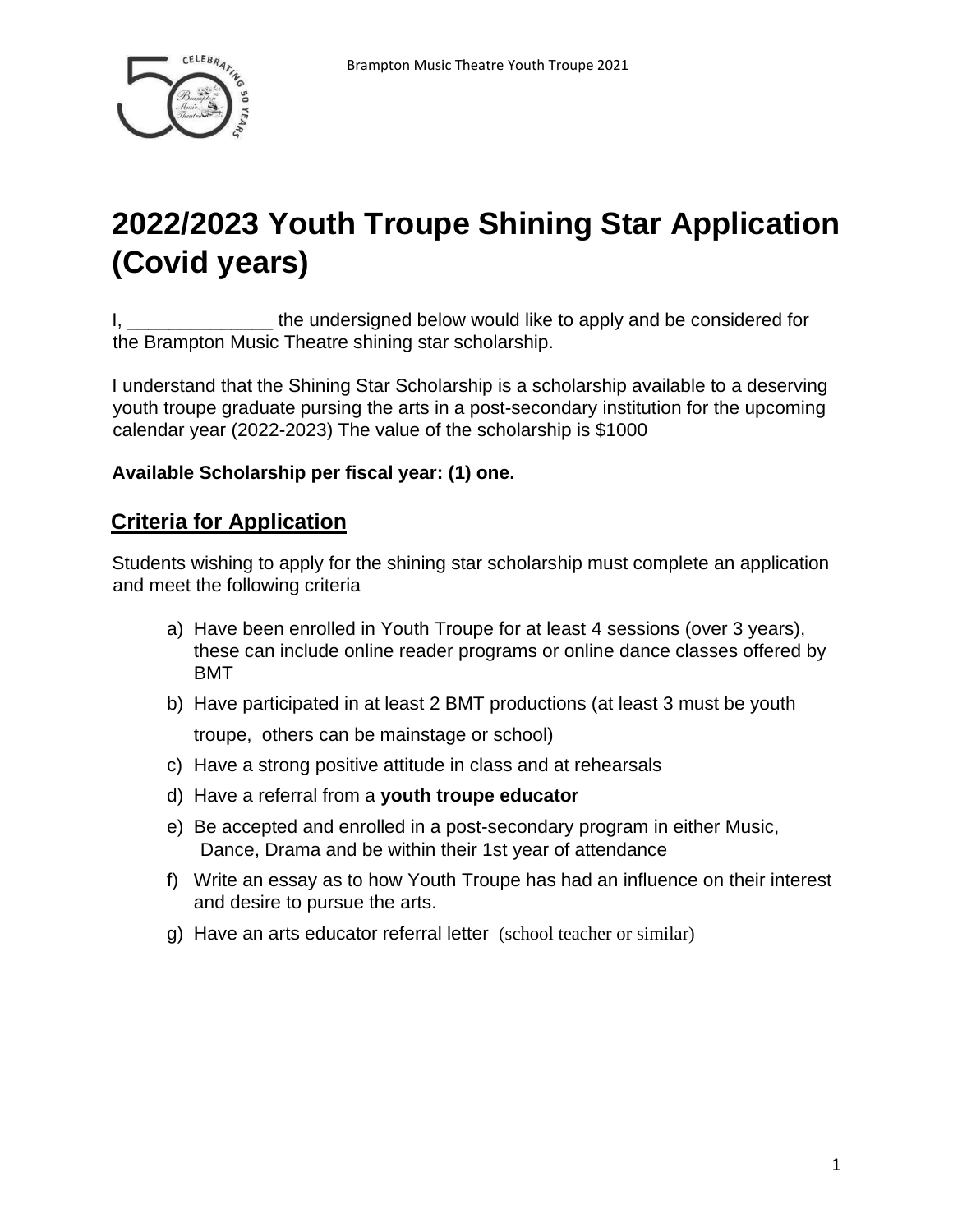# 2022/2023 Youth Troupe Shining Star Application (Covid years)

I, ______________ the undersigned below would like to apply and be considered for the Brampton Music Theatre shining star scholarship.

I understand that the Shining Star Scholarship is a scholarship available to a deserving youth troupe graduate pursing the arts in a post-secondary institution for the upcoming calendar year (2022-2023) The value of the scholarship is $1000

**Available Scholarship per fiscal year: (1) one.**

## Criteria for Application

Students wishing to apply for the shining star scholarship must complete an application and meet the following criteria

a) Have been enrolled in Youth Troupe for at least 4 sessions (over 3 years), these can include online reader programs or online dance classes offered by BMT
b) Have participated in at least 2 BMT productions (at least 3 must be youth troupe, others can be mainstage or school)
c) Have a strong positive attitude in class and at rehearsals
d) Have a referral from a **youth troupe educator**
e) Be accepted and enrolled in a post-secondary program in either Music, Dance, Drama and be within their 1st year of attendance
f) Write an essay as to how Youth Troupe has had an influence on their interest and desire to pursue the arts.
g) Have an arts educator referral letter (school teacher or similar)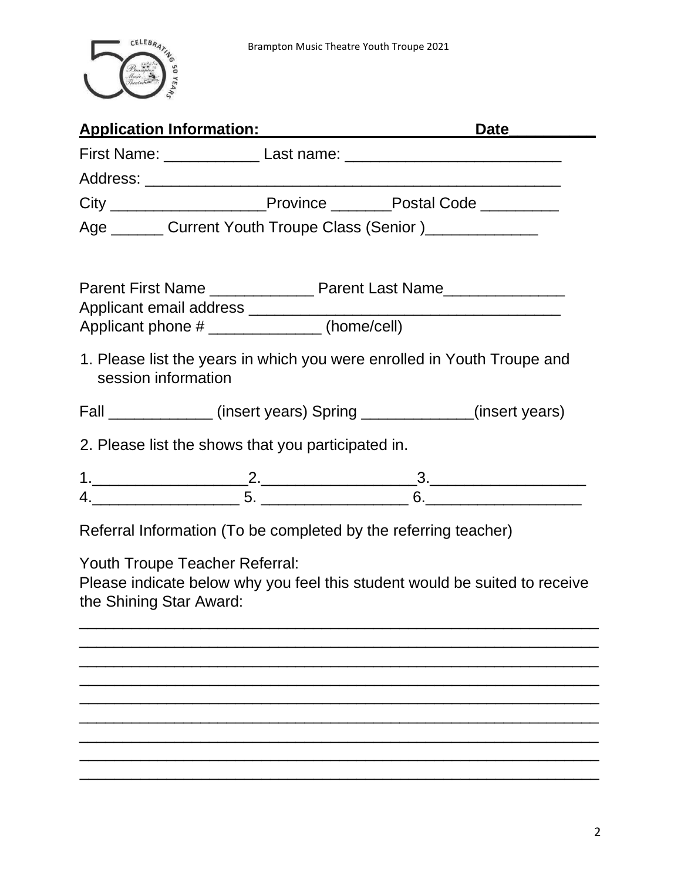**Application Information:** **Date__________**

First Name: ___________ Last name: ________________________

Address: ______________________________________________

City _________________Province _______Postal Code _________

Age ______ Current Youth Troupe Class (Senior )_____________

Parent First Name ____________ Parent Last Name______________

Applicant email address ___________________________________

Applicant phone # _____________ (home/cell)

1. Please list the years in which you were enrolled in Youth Troupe and session information

Fall ____________ (insert years) Spring _____________(insert years)

2. Please list the shows that you participated in.

1.__________________2.__________________3.__________________
4._________________ 5. _________________ 6.__________________

Referral Information (To be completed by the referring teacher)

Youth Troupe Teacher Referral:
Please indicate below why you feel this student would be suited to receive the Shining Star Award:

_________________________________________________________
_________________________________________________________
_________________________________________________________
_________________________________________________________
_________________________________________________________
_________________________________________________________
_________________________________________________________
_________________________________________________________
_________________________________________________________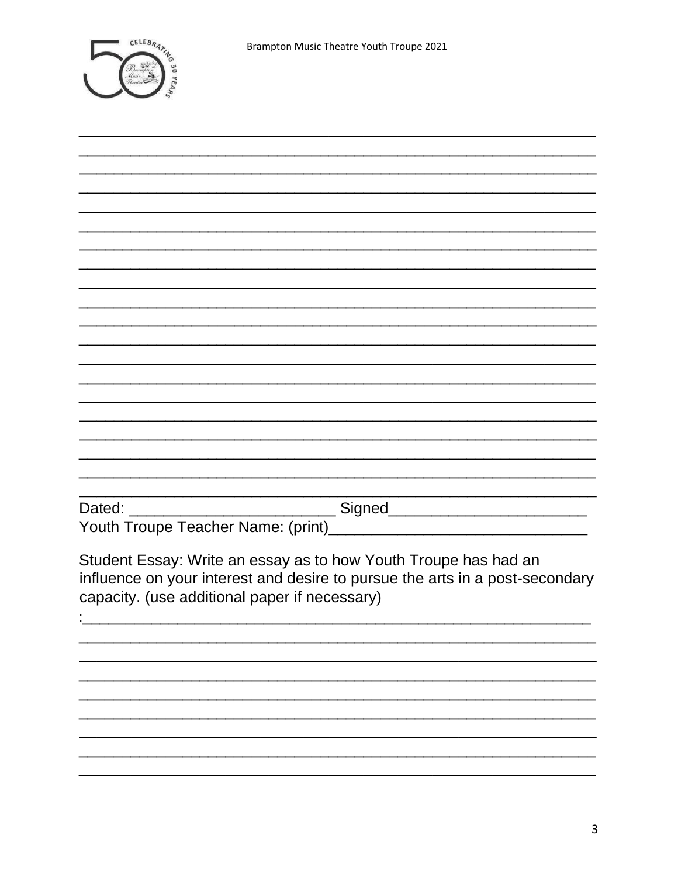Dated: ________________________ Signed______________________

Youth Troupe Teacher Name: (print)_____________________________

Student Essay: Write an essay as to how Youth Troupe has had an influence on your interest and desire to pursue the arts in a post-secondary capacity. (use additional paper if necessary)

:___________________________________________________________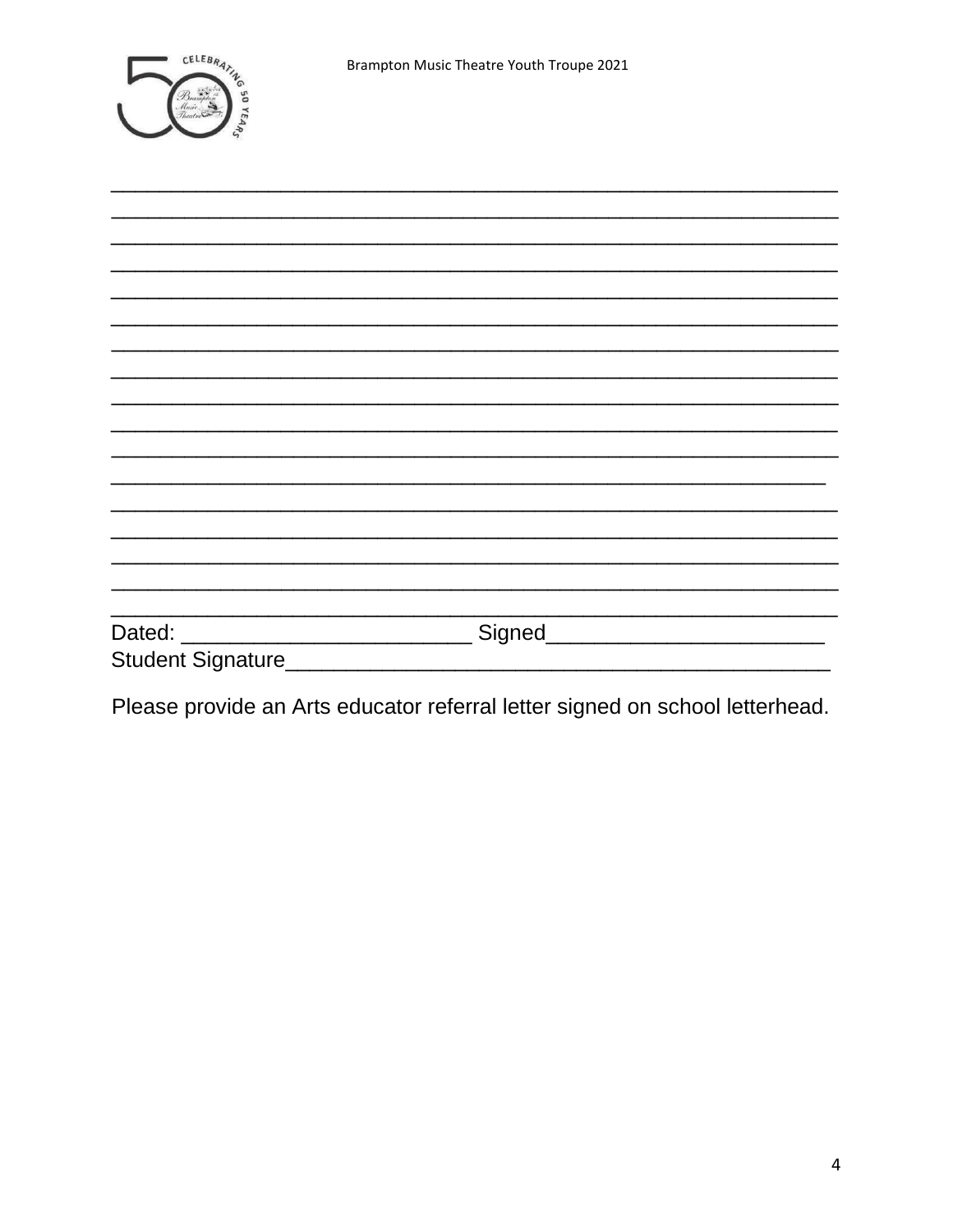\_\_\_\_\_\_\_\_\_\_\_\_\_\_\_\_\_\_\_\_\_\_\_\_\_\_\_\_\_\_\_\_\_\_\_\_\_\_\_\_\_\_\_\_\_\_\_\_\_\_\_\_\_\_\_\_\_\_\_\_\_\_\_\_

\_\_\_\_\_\_\_\_\_\_\_\_\_\_\_\_\_\_\_\_\_\_\_\_\_\_\_\_\_\_\_\_\_\_\_\_\_\_\_\_\_\_\_\_\_\_\_\_\_\_\_\_\_\_\_\_\_\_\_\_\_\_\_\_

\_\_\_\_\_\_\_\_\_\_\_\_\_\_\_\_\_\_\_\_\_\_\_\_\_\_\_\_\_\_\_\_\_\_\_\_\_\_\_\_\_\_\_\_\_\_\_\_\_\_\_\_\_\_\_\_\_\_\_\_\_\_\_\_

\_\_\_\_\_\_\_\_\_\_\_\_\_\_\_\_\_\_\_\_\_\_\_\_\_\_\_\_\_\_\_\_\_\_\_\_\_\_\_\_\_\_\_\_\_\_\_\_\_\_\_\_\_\_\_\_\_\_\_\_\_\_\_\_

\_\_\_\_\_\_\_\_\_\_\_\_\_\_\_\_\_\_\_\_\_\_\_\_\_\_\_\_\_\_\_\_\_\_\_\_\_\_\_\_\_\_\_\_\_\_\_\_\_\_\_\_\_\_\_\_\_\_\_\_\_\_\_\_

\_\_\_\_\_\_\_\_\_\_\_\_\_\_\_\_\_\_\_\_\_\_\_\_\_\_\_\_\_\_\_\_\_\_\_\_\_\_\_\_\_\_\_\_\_\_\_\_\_\_\_\_\_\_\_\_\_\_\_\_\_\_\_\_

\_\_\_\_\_\_\_\_\_\_\_\_\_\_\_\_\_\_\_\_\_\_\_\_\_\_\_\_\_\_\_\_\_\_\_\_\_\_\_\_\_\_\_\_\_\_\_\_\_\_\_\_\_\_\_\_\_\_\_\_\_\_\_\_

\_\_\_\_\_\_\_\_\_\_\_\_\_\_\_\_\_\_\_\_\_\_\_\_\_\_\_\_\_\_\_\_\_\_\_\_\_\_\_\_\_\_\_\_\_\_\_\_\_\_\_\_\_\_\_\_\_\_\_\_\_\_\_\_

\_\_\_\_\_\_\_\_\_\_\_\_\_\_\_\_\_\_\_\_\_\_\_\_\_\_\_\_\_\_\_\_\_\_\_\_\_\_\_\_\_\_\_\_\_\_\_\_\_\_\_\_\_\_\_\_\_\_\_\_\_\_\_\_

\_\_\_\_\_\_\_\_\_\_\_\_\_\_\_\_\_\_\_\_\_\_\_\_\_\_\_\_\_\_\_\_\_\_\_\_\_\_\_\_\_\_\_\_\_\_\_\_\_\_\_\_\_\_\_\_\_\_\_\_\_\_\_\_

\_\_\_\_\_\_\_\_\_\_\_\_\_\_\_\_\_\_\_\_\_\_\_\_\_\_\_\_\_\_\_\_\_\_\_\_\_\_\_\_\_\_\_\_\_\_\_\_\_\_\_\_\_\_\_\_\_\_\_\_\_\_\_\_

\_\_\_\_\_\_\_\_\_\_\_\_\_\_\_\_\_\_\_\_\_\_\_\_\_\_\_\_\_\_\_\_\_\_\_\_\_\_\_\_\_\_\_\_\_\_\_\_\_\_\_\_\_\_\_\_\_\_\_\_\_\_\_

\_\_\_\_\_\_\_\_\_\_\_\_\_\_\_\_\_\_\_\_\_\_\_\_\_\_\_\_\_\_\_\_\_\_\_\_\_\_\_\_\_\_\_\_\_\_\_\_\_\_\_\_\_\_\_\_\_\_\_\_\_\_\_\_

\_\_\_\_\_\_\_\_\_\_\_\_\_\_\_\_\_\_\_\_\_\_\_\_\_\_\_\_\_\_\_\_\_\_\_\_\_\_\_\_\_\_\_\_\_\_\_\_\_\_\_\_\_\_\_\_\_\_\_\_\_\_\_\_

\_\_\_\_\_\_\_\_\_\_\_\_\_\_\_\_\_\_\_\_\_\_\_\_\_\_\_\_\_\_\_\_\_\_\_\_\_\_\_\_\_\_\_\_\_\_\_\_\_\_\_\_\_\_\_\_\_\_\_\_\_\_\_\_

\_\_\_\_\_\_\_\_\_\_\_\_\_\_\_\_\_\_\_\_\_\_\_\_\_\_\_\_\_\_\_\_\_\_\_\_\_\_\_\_\_\_\_\_\_\_\_\_\_\_\_\_\_\_\_\_\_\_\_\_\_\_\_\_

\_\_\_\_\_\_\_\_\_\_\_\_\_\_\_\_\_\_\_\_\_\_\_\_\_\_\_\_\_\_\_\_\_\_\_\_\_\_\_\_\_\_\_\_\_\_\_\_\_\_\_\_\_\_\_\_\_\_\_\_\_\_\_\_

Dated: \_\_\_\_\_\_\_\_\_\_\_\_\_\_\_\_\_\_\_\_\_\_\_\_\_ Signed\_\_\_\_\_\_\_\_\_\_\_\_\_\_\_\_\_\_\_\_\_\_\_

Student Signature\_\_\_\_\_\_\_\_\_\_\_\_\_\_\_\_\_\_\_\_\_\_\_\_\_\_\_\_\_\_\_\_\_\_\_\_\_\_\_\_\_\_\_\_\_\_

Please provide an Arts educator referral letter signed on school letterhead.